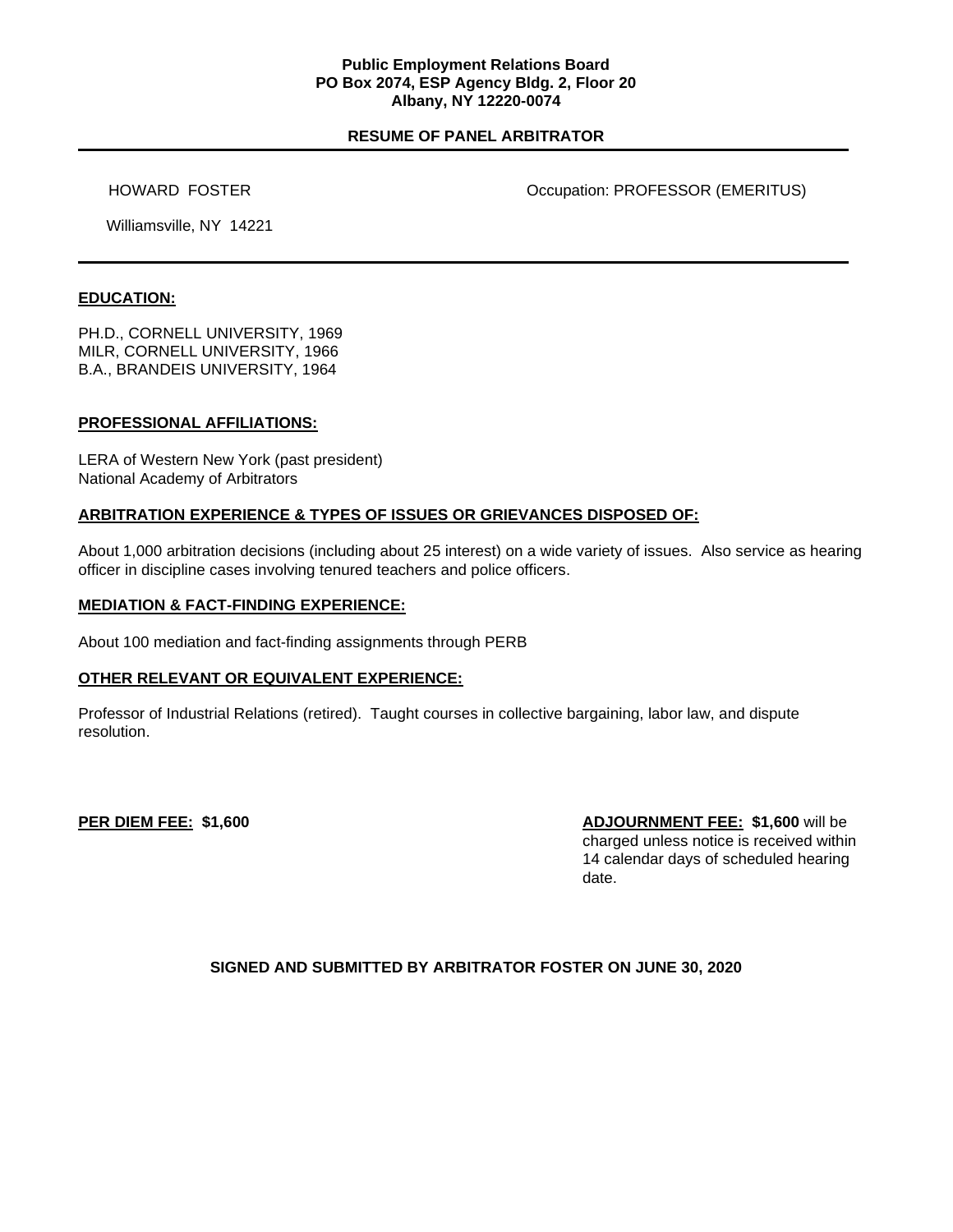**Public Employment Relations Board**
**PO Box 2074, ESP Agency Bldg. 2, Floor 20**
**Albany, NY 12220-0074**

## RESUME OF PANEL ARBITRATOR

HOWARD FOSTER

Occupation: PROFESSOR (EMERITUS)

Williamsville, NY 14221

### EDUCATION:

PH.D., CORNELL UNIVERSITY, 1969
MILR, CORNELL UNIVERSITY, 1966
B.A., BRANDEIS UNIVERSITY, 1964

### PROFESSIONAL AFFILIATIONS:

LERA of Western New York (past president)
National Academy of Arbitrators

### ARBITRATION EXPERIENCE & TYPES OF ISSUES OR GRIEVANCES DISPOSED OF:

About 1,000 arbitration decisions (including about 25 interest) on a wide variety of issues. Also service as hearing officer in discipline cases involving tenured teachers and police officers.

### MEDIATION & FACT-FINDING EXPERIENCE:

About 100 mediation and fact-finding assignments through PERB

### OTHER RELEVANT OR EQUIVALENT EXPERIENCE:

Professor of Industrial Relations (retired). Taught courses in collective bargaining, labor law, and dispute resolution.

**PER DIEM FEE: $1,600**

**ADJOURNMENT FEE: $1,600** will be charged unless notice is received within 14 calendar days of scheduled hearing date.

**SIGNED AND SUBMITTED BY ARBITRATOR FOSTER ON JUNE 30, 2020**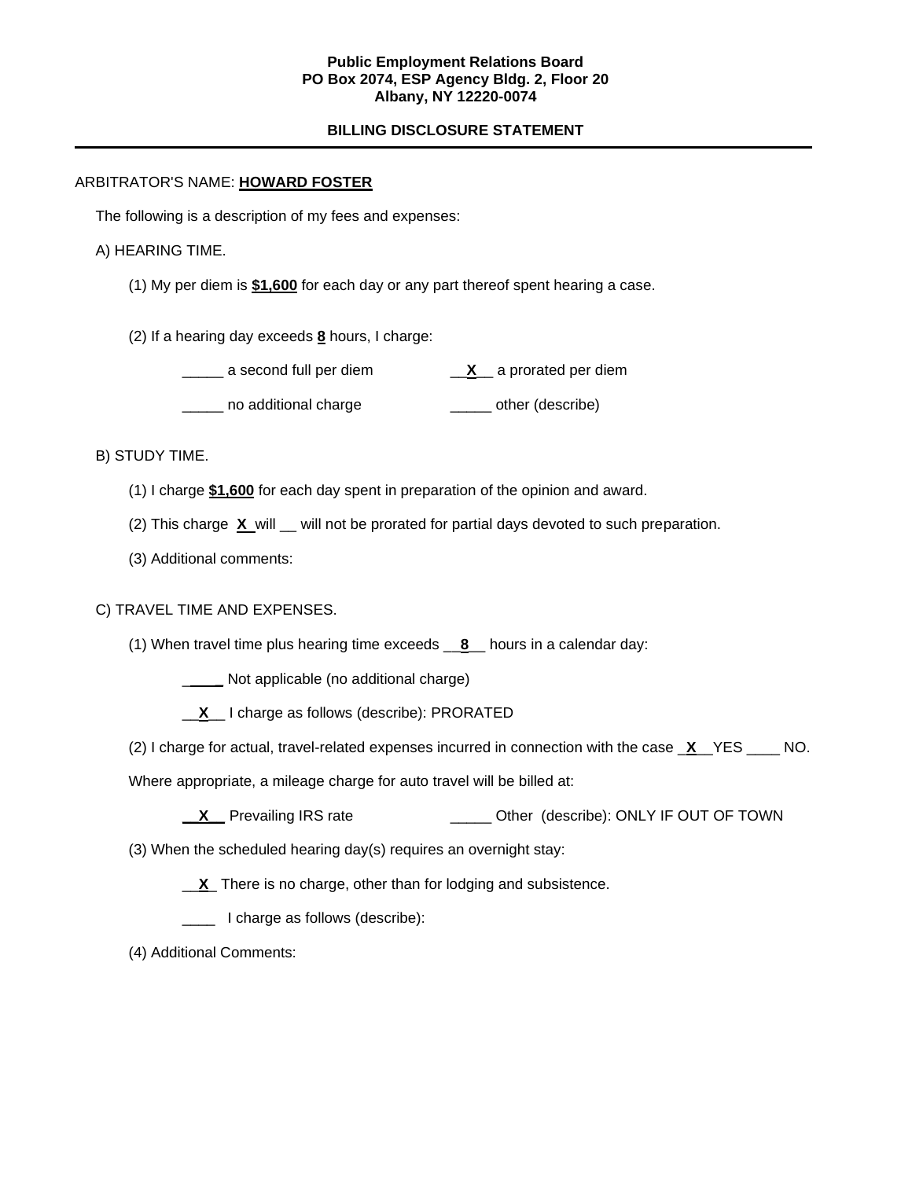**Public Employment Relations Board**
**PO Box 2074, ESP Agency Bldg. 2, Floor 20**
**Albany, NY 12220-0074**

**BILLING DISCLOSURE STATEMENT**

---

ARBITRATOR'S NAME: **HOWARD FOSTER**

The following is a description of my fees and expenses:

A) HEARING TIME.

(1) My per diem is **$1,600** for each day or any part thereof spent hearing a case.

(2) If a hearing day exceeds **8** hours, I charge:

_____ a second full per diem __X__ a prorated per diem

_____ no additional charge _____ other (describe)

B) STUDY TIME.

(1) I charge **$1,600** for each day spent in preparation of the opinion and award.

(2) This charge X will __ will not be prorated for partial days devoted to such preparation.

(3) Additional comments:

C) TRAVEL TIME AND EXPENSES.

(1) When travel time plus hearing time exceeds __8__ hours in a calendar day:

_____ Not applicable (no additional charge)

__X__ I charge as follows (describe): PRORATED

(2) I charge for actual, travel-related expenses incurred in connection with the case _X__YES ____ NO.

Where appropriate, a mileage charge for auto travel will be billed at:

__X__ Prevailing IRS rate _____ Other (describe): ONLY IF OUT OF TOWN

(3) When the scheduled hearing day(s) requires an overnight stay:

__X_ There is no charge, other than for lodging and subsistence.

____ I charge as follows (describe):

(4) Additional Comments: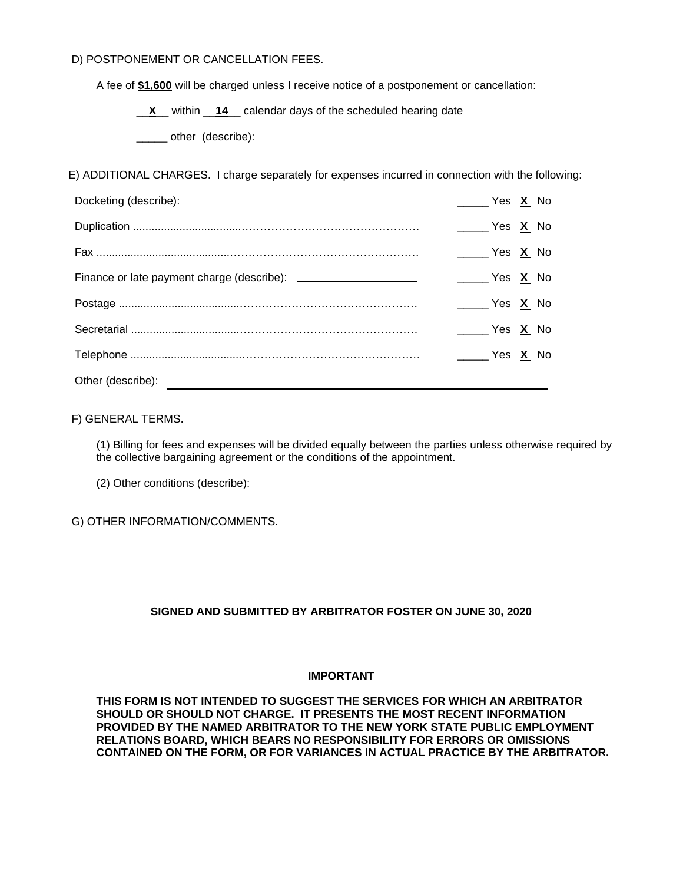D) POSTPONEMENT OR CANCELLATION FEES.

A fee of **$1,600** will be charged unless I receive notice of a postponement or cancellation:

__**X**__ within __**14**__ calendar days of the scheduled hearing date

_____ other (describe):

E) ADDITIONAL CHARGES. I charge separately for expenses incurred in connection with the following:

| | |
|---|---|
| Docketing (describe): ______________________________ | _____ Yes **X** No |
| Duplication ........................................................................ | _____ Yes **X** No |
| Fax ..................................................................................... | _____ Yes **X** No |
| Finance or late payment charge (describe): ________________ | _____ Yes **X** No |
| Postage ............................................................................. | _____ Yes **X** No |
| Secretarial ......................................................................... | _____ Yes **X** No |
| Telephone .......................................................................... | _____ Yes **X** No |
| Other (describe): ______________________________________________ | |

F) GENERAL TERMS.

(1) Billing for fees and expenses will be divided equally between the parties unless otherwise required by the collective bargaining agreement or the conditions of the appointment.

(2) Other conditions (describe):

G) OTHER INFORMATION/COMMENTS.

**SIGNED AND SUBMITTED BY ARBITRATOR FOSTER ON JUNE 30, 2020**

**IMPORTANT**

**THIS FORM IS NOT INTENDED TO SUGGEST THE SERVICES FOR WHICH AN ARBITRATOR SHOULD OR SHOULD NOT CHARGE. IT PRESENTS THE MOST RECENT INFORMATION PROVIDED BY THE NAMED ARBITRATOR TO THE NEW YORK STATE PUBLIC EMPLOYMENT RELATIONS BOARD, WHICH BEARS NO RESPONSIBILITY FOR ERRORS OR OMISSIONS CONTAINED ON THE FORM, OR FOR VARIANCES IN ACTUAL PRACTICE BY THE ARBITRATOR.**